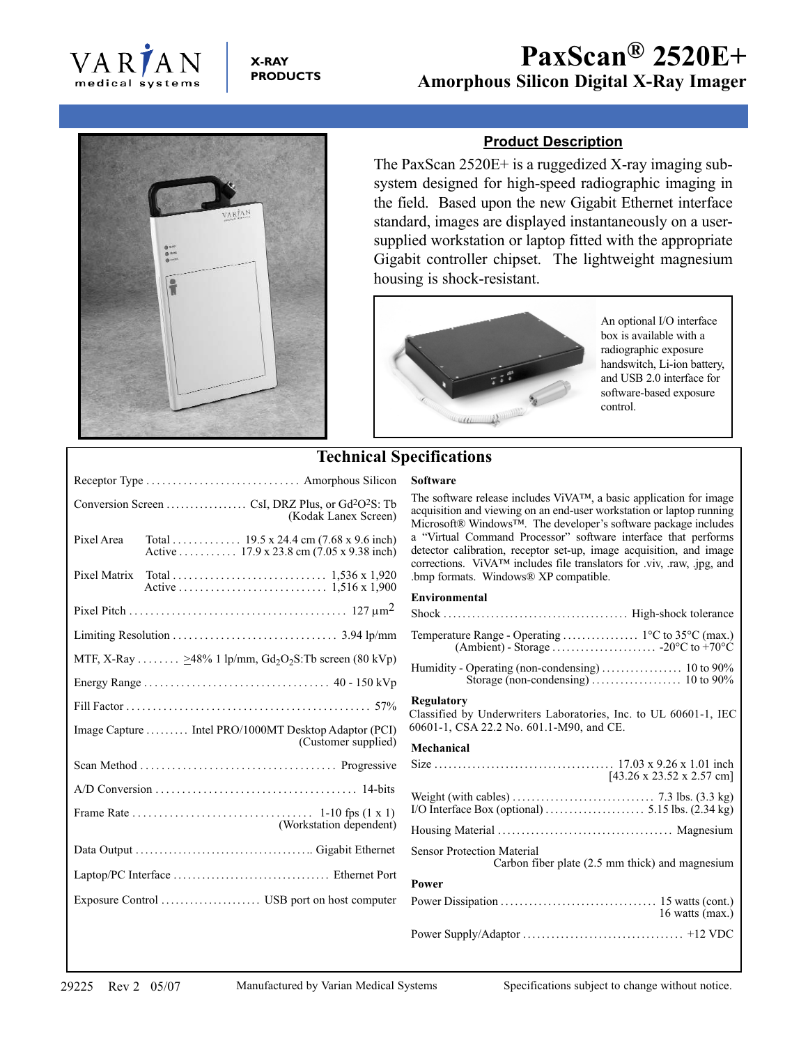VARIAN medical systems

X-RAY PRODUCTS

# PaxScan® 2520E+

## Amorphous Silicon Digital X-Ray Imager

### Product Description

The PaxScan 2520E+ is a ruggedized X-ray imaging subsystem designed for high-speed radiographic imaging in the field. Based upon the new Gigabit Ethernet interface standard, images are displayed instantaneously on a user-supplied workstation or laptop fitted with the appropriate Gigabit controller chipset. The lightweight magnesium housing is shock-resistant.

An optional I/O interface box is available with a radiographic exposure handswitch, Li-ion battery, and USB 2.0 interface for software-based exposure control.

## Technical Specifications

| Parameter | | Value |
|---|---|---|
| Receptor Type | | Amorphous Silicon |
| Conversion Screen | | CsI, DRZ Plus, or $Gd^2O^2S$: Tb (Kodak Lanex Screen) |
| Pixel Area | Total | 19.5 x 24.4 cm (7.68 x 9.6 inch) |
| | Active | 17.9 x 23.8 cm (7.05 x 9.38 inch) |
| Pixel Matrix | Total | 1,536 x 1,920 |
| | Active | 1,516 x 1,900 |
| Pixel Pitch | | 127 $\mu m^2$ |
| Limiting Resolution | | 3.94 lp/mm |
| MTF, X-Ray | | $\geq$48% 1 lp/mm, $Gd_2O_2S$:Tb screen (80 kVp) |
| Energy Range | | 40 - 150 kVp |
| Fill Factor | | 57% |
| Image Capture | | Intel PRO/1000MT Desktop Adaptor (PCI) (Customer supplied) |
| Scan Method | | Progressive |
| A/D Conversion | | 14-bits |
| Frame Rate | | 1-10 fps (1 x 1) (Workstation dependent) |
| Data Output | | Gigabit Ethernet |
| Laptop/PC Interface | | Ethernet Port |
| Exposure Control | | USB port on host computer |

### Software

The software release includes ViVA™, a basic application for image acquisition and viewing on an end-user workstation or laptop running Microsoft® Windows™. The developer's software package includes a "Virtual Command Processor" software interface that performs detector calibration, receptor set-up, image acquisition, and image corrections. ViVA™ includes file translators for .viv, .raw, .jpg, and .bmp formats. Windows® XP compatible.

### Environmental

| Parameter | Value |
|---|---|
| Shock | High-shock tolerance |
| Temperature Range - Operating | 1°C to 35°C (max.) |
| (Ambient) - Storage | -20°C to +70°C |
| Humidity - Operating (non-condensing) | 10 to 90% |
| Storage (non-condensing) | 10 to 90% |

### Regulatory

Classified by Underwriters Laboratories, Inc. to UL 60601-1, IEC 60601-1, CSA 22.2 No. 601.1-M90, and CE.

### Mechanical

| Parameter | Value |
|---|---|
| Size | 17.03 x 9.26 x 1.01 inch [43.26 x 23.52 x 2.57 cm] |
| Weight (with cables) | 7.3 lbs. (3.3 kg) |
| I/O Interface Box (optional) | 5.15 lbs. (2.34 kg) |
| Housing Material | Magnesium |
| Sensor Protection Material | Carbon fiber plate (2.5 mm thick) and magnesium |

### Power

| Parameter | Value |
|---|---|
| Power Dissipation | 15 watts (cont.) 16 watts (max.) |
| Power Supply/Adaptor | +12 VDC |

29225 Rev 2 05/07 Manufactured by Varian Medical Systems Specifications subject to change without notice.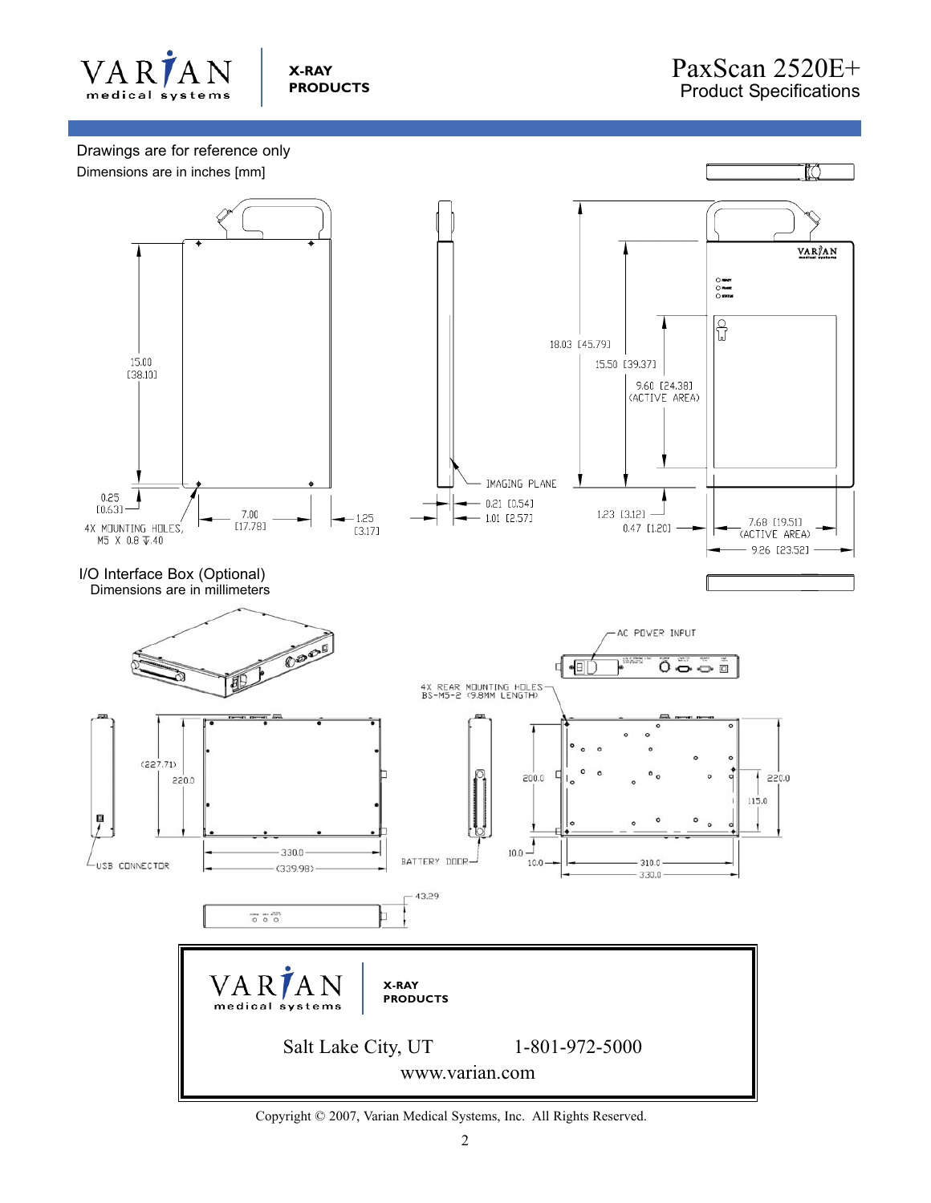Drawings are for reference only
Dimensions are in inches [mm]

15.00
[38.10]

0.25
[0.63]

7.00
[17.78]

4X MOUNTING HOLES,
M5 X 0.8 ↧.40

1.25
[3.17]

IMAGING PLANE

0.21 [0.54]

1.01 [2.57]

18.03 [45.79]

15.50 [39.37]

9.60 [24.38]
(ACTIVE AREA)

1.23 [3.12]

0.47 [1.20]

7.68 [19.51]
(ACTIVE AREA)

9.26 [23.52]

I/O Interface Box (Optional)
Dimensions are in millimeters

AC POWER INPUT

4X REAR MOUNTING HOLES
BS-M5-2 (9.8MM LENGTH)

(227.71)

220.0

330.0

(339.98)

USB CONNECTOR

BATTERY DOOR

200.0

10.0

10.0

310.0

330.0

220.0

115.0

43.29

VARIAN medical systems | X-RAY PRODUCTS

Salt Lake City, UT 1-801-972-5000

www.varian.com

Copyright © 2007, Varian Medical Systems, Inc. All Rights Reserved.